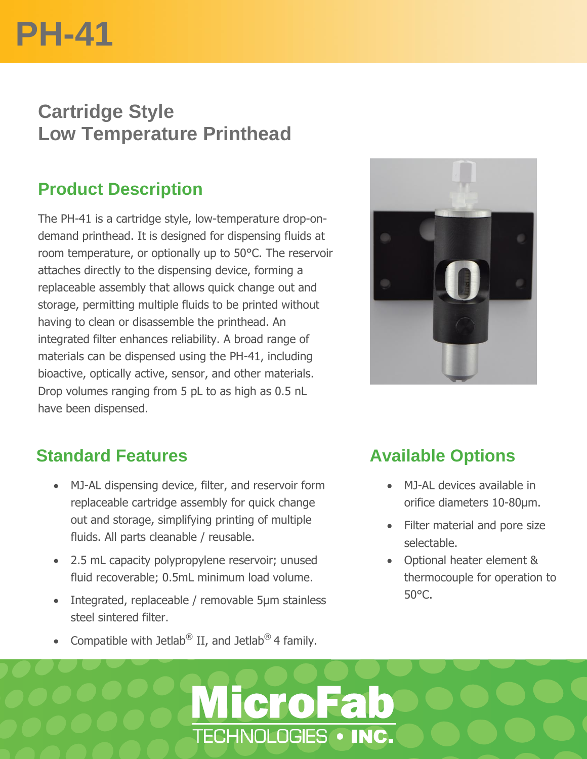# PH-41

## Cartridge Style
## Low Temperature Printhead

### Product Description

The PH-41 is a cartridge style, low-temperature drop-on-demand printhead. It is designed for dispensing fluids at room temperature, or optionally up to 50°C. The reservoir attaches directly to the dispensing device, forming a replaceable assembly that allows quick change out and storage, permitting multiple fluids to be printed without having to clean or disassemble the printhead. An integrated filter enhances reliability. A broad range of materials can be dispensed using the PH-41, including bioactive, optically active, sensor, and other materials. Drop volumes ranging from 5 pL to as high as 0.5 nL have been dispensed.

### Standard Features

- MJ-AL dispensing device, filter, and reservoir form replaceable cartridge assembly for quick change out and storage, simplifying printing of multiple fluids. All parts cleanable / reusable.
- 2.5 mL capacity polypropylene reservoir; unused fluid recoverable; 0.5mL minimum load volume.
- Integrated, replaceable / removable 5µm stainless steel sintered filter.
- Compatible with Jetlab® II, and Jetlab® 4 family.

### Available Options

- MJ-AL devices available in orifice diameters 10-80µm.
- Filter material and pore size selectable.
- Optional heater element & thermocouple for operation to 50°C.

MicroFab
TECHNOLOGIES • INC.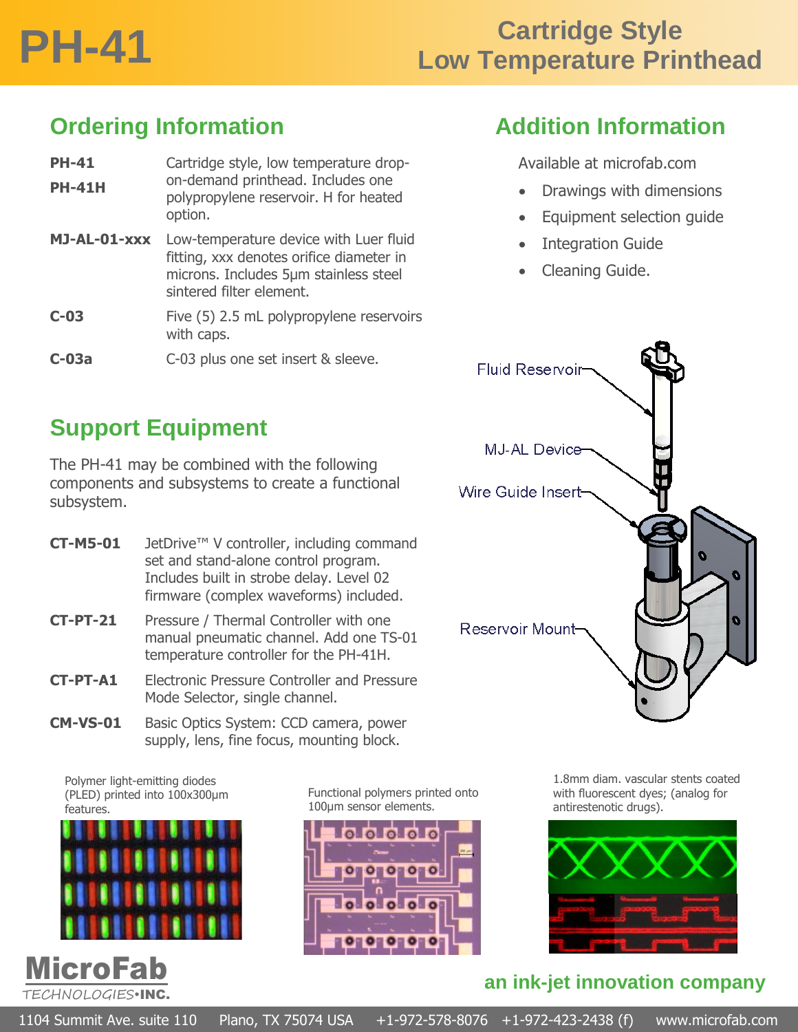# PH-41

## Cartridge Style Low Temperature Printhead

## Ordering Information

| | |
|---|---|
| **PH-41** **PH-41H** | Cartridge style, low temperature drop-on-demand printhead. Includes one polypropylene reservoir. H for heated option. |
| **MJ-AL-01-xxx** | Low-temperature device with Luer fluid fitting, xxx denotes orifice diameter in microns. Includes 5μm stainless steel sintered filter element. |
| **C-03** | Five (5) 2.5 mL polypropylene reservoirs with caps. |
| **C-03a** | C-03 plus one set insert & sleeve. |

## Support Equipment

The PH-41 may be combined with the following components and subsystems to create a functional subsystem.

| | |
|---|---|
| **CT-M5-01** | JetDrive™ V controller, including command set and stand-alone control program. Includes built in strobe delay. Level 02 firmware (complex waveforms) included. |
| **CT-PT-21** | Pressure / Thermal Controller with one manual pneumatic channel. Add one TS-01 temperature controller for the PH-41H. |
| **CT-PT-A1** | Electronic Pressure Controller and Pressure Mode Selector, single channel. |
| **CM-VS-01** | Basic Optics System: CCD camera, power supply, lens, fine focus, mounting block. |

## Addition Information

Available at microfab.com

- Drawings with dimensions
- Equipment selection guide
- Integration Guide
- Cleaning Guide.

Fluid Reservoir

MJ-AL Device

Wire Guide Insert

Reservoir Mount

Polymer light-emitting diodes (PLED) printed into 100x300μm features.

Functional polymers printed onto 100μm sensor elements.

1.8mm diam. vascular stents coated with fluorescent dyes; (analog for antirestenotic drugs).

MicroFab TECHNOLOGIES•INC.

**an ink-jet innovation company**

1104 Summit Ave. suite 110 Plano, TX 75074 USA +1-972-578-8076 +1-972-423-2438 (f) www.microfab.com